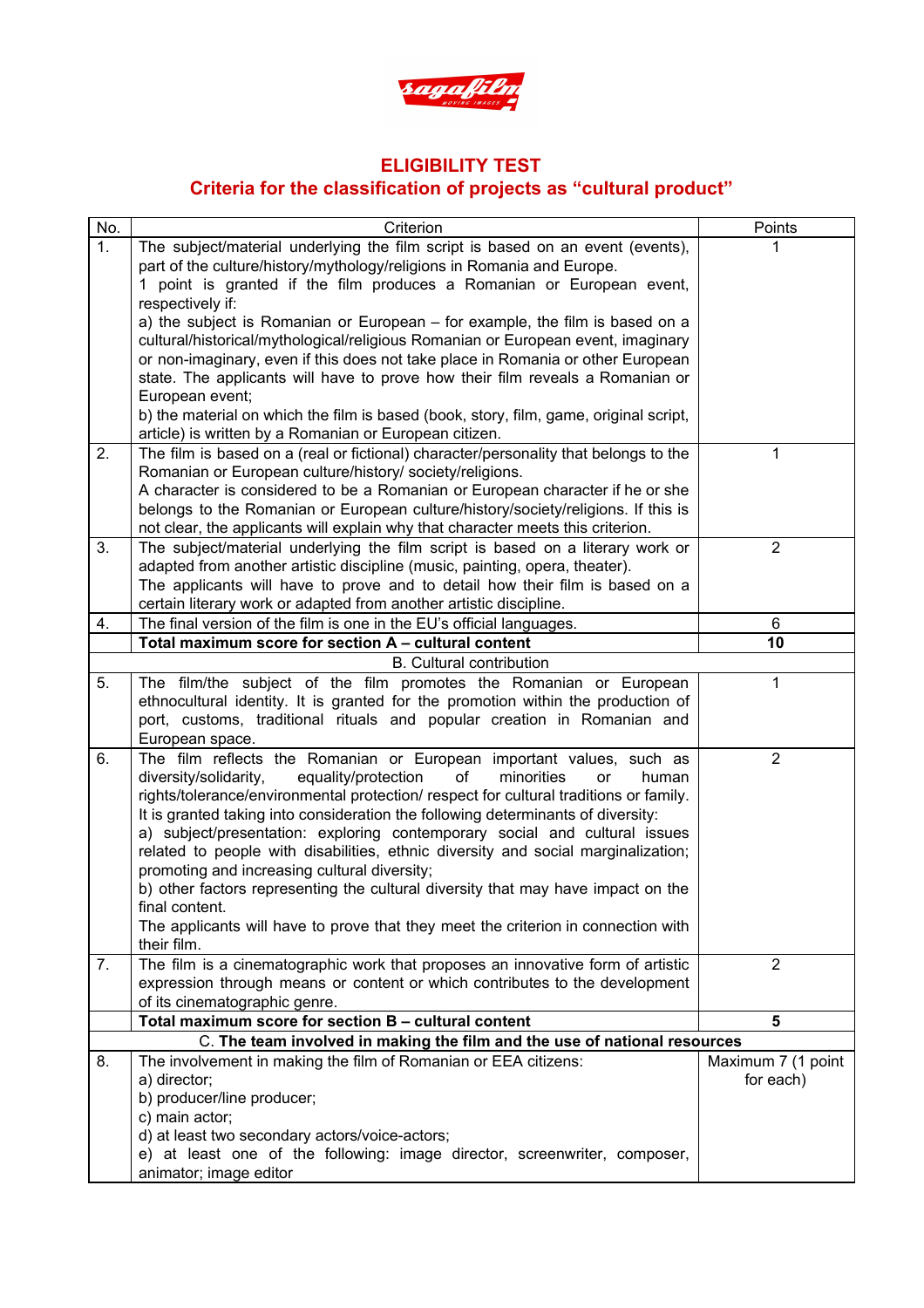# ELIGIBILITY TEST

## Criteria for the classification of projects as "cultural product"

| No. | Criterion | Points |
|---|---|---|
| 1. | The subject/material underlying the film script is based on an event (events), part of the culture/history/mythology/religions in Romania and Europe.<br>1 point is granted if the film produces a Romanian or European event, respectively if:<br>a) the subject is Romanian or European – for example, the film is based on a cultural/historical/mythological/religious Romanian or European event, imaginary or non-imaginary, even if this does not take place in Romania or other European state. The applicants will have to prove how their film reveals a Romanian or European event;<br>b) the material on which the film is based (book, story, film, game, original script, article) is written by a Romanian or European citizen. | 1 |
| 2. | The film is based on a (real or fictional) character/personality that belongs to the Romanian or European culture/history/ society/religions.<br>A character is considered to be a Romanian or European character if he or she belongs to the Romanian or European culture/history/society/religions. If this is not clear, the applicants will explain why that character meets this criterion. | 1 |
| 3. | The subject/material underlying the film script is based on a literary work or adapted from another artistic discipline (music, painting, opera, theater).<br>The applicants will have to prove and to detail how their film is based on a certain literary work or adapted from another artistic discipline. | 2 |
| 4. | The final version of the film is one in the EU's official languages. | 6 |
| | **Total maximum score for section A – cultural content** | **10** |
| | B. Cultural contribution | |
| 5. | The film/the subject of the film promotes the Romanian or European ethnocultural identity. It is granted for the promotion within the production of port, customs, traditional rituals and popular creation in Romanian and European space. | 1 |
| 6. | The film reflects the Romanian or European important values, such as diversity/solidarity, equality/protection of minorities or human rights/tolerance/environmental protection/ respect for cultural traditions or family.<br>It is granted taking into consideration the following determinants of diversity:<br>a) subject/presentation: exploring contemporary social and cultural issues related to people with disabilities, ethnic diversity and social marginalization; promoting and increasing cultural diversity;<br>b) other factors representing the cultural diversity that may have impact on the final content.<br>The applicants will have to prove that they meet the criterion in connection with their film. | 2 |
| 7. | The film is a cinematographic work that proposes an innovative form of artistic expression through means or content or which contributes to the development of its cinematographic genre. | 2 |
| | **Total maximum score for section B – cultural content** | **5** |
| | C. **The team involved in making the film and the use of national resources** | |
| 8. | The involvement in making the film of Romanian or EEA citizens:<br>a) director;<br>b) producer/line producer;<br>c) main actor;<br>d) at least two secondary actors/voice-actors;<br>e) at least one of the following: image director, screenwriter, composer, animator; image editor | Maximum 7 (1 point for each) |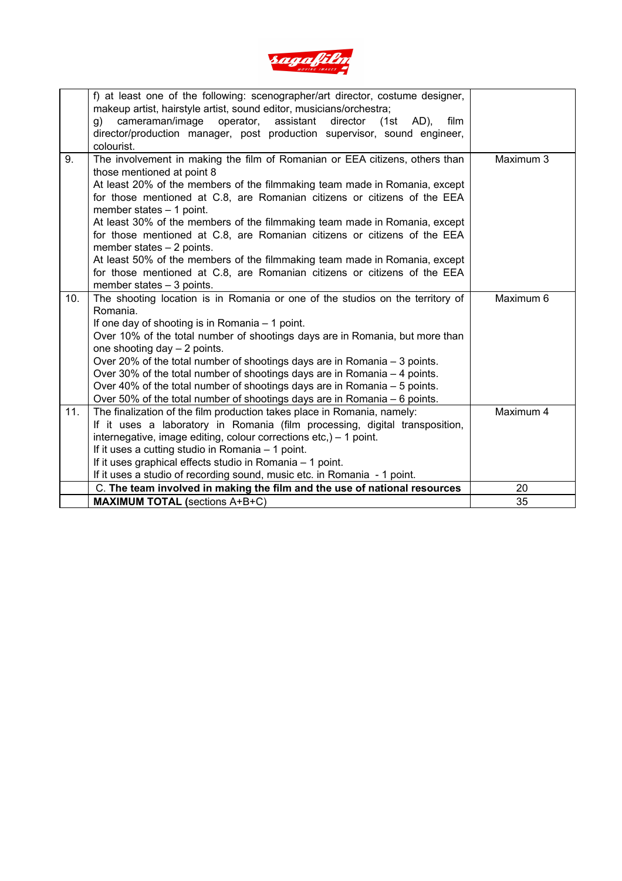| | | |
|---|---|---|
| | f) at least one of the following: scenographer/art director, costume designer, makeup artist, hairstyle artist, sound editor, musicians/orchestra;<br>g) cameraman/image operator, assistant director (1st AD), film director/production manager, post production supervisor, sound engineer, colourist. | |
| 9. | The involvement in making the film of Romanian or EEA citizens, others than those mentioned at point 8<br>At least 20% of the members of the filmmaking team made in Romania, except for those mentioned at C.8, are Romanian citizens or citizens of the EEA member states – 1 point.<br>At least 30% of the members of the filmmaking team made in Romania, except for those mentioned at C.8, are Romanian citizens or citizens of the EEA member states – 2 points.<br>At least 50% of the members of the filmmaking team made in Romania, except for those mentioned at C.8, are Romanian citizens or citizens of the EEA member states – 3 points. | Maximum 3 |
| 10. | The shooting location is in Romania or one of the studios on the territory of Romania.<br>If one day of shooting is in Romania – 1 point.<br>Over 10% of the total number of shootings days are in Romania, but more than one shooting day – 2 points.<br>Over 20% of the total number of shootings days are in Romania – 3 points.<br>Over 30% of the total number of shootings days are in Romania – 4 points.<br>Over 40% of the total number of shootings days are in Romania – 5 points.<br>Over 50% of the total number of shootings days are in Romania – 6 points. | Maximum 6 |
| 11. | The finalization of the film production takes place in Romania, namely:<br>If it uses a laboratory in Romania (film processing, digital transposition, internegative, image editing, colour corrections etc,) – 1 point.<br>If it uses a cutting studio in Romania – 1 point.<br>If it uses graphical effects studio in Romania – 1 point.<br>If it uses a studio of recording sound, music etc. in Romania - 1 point. | Maximum 4 |
| | C. **The team involved in making the film and the use of national resources** | 20 |
| | **MAXIMUM TOTAL** (sections A+B+C) | 35 |